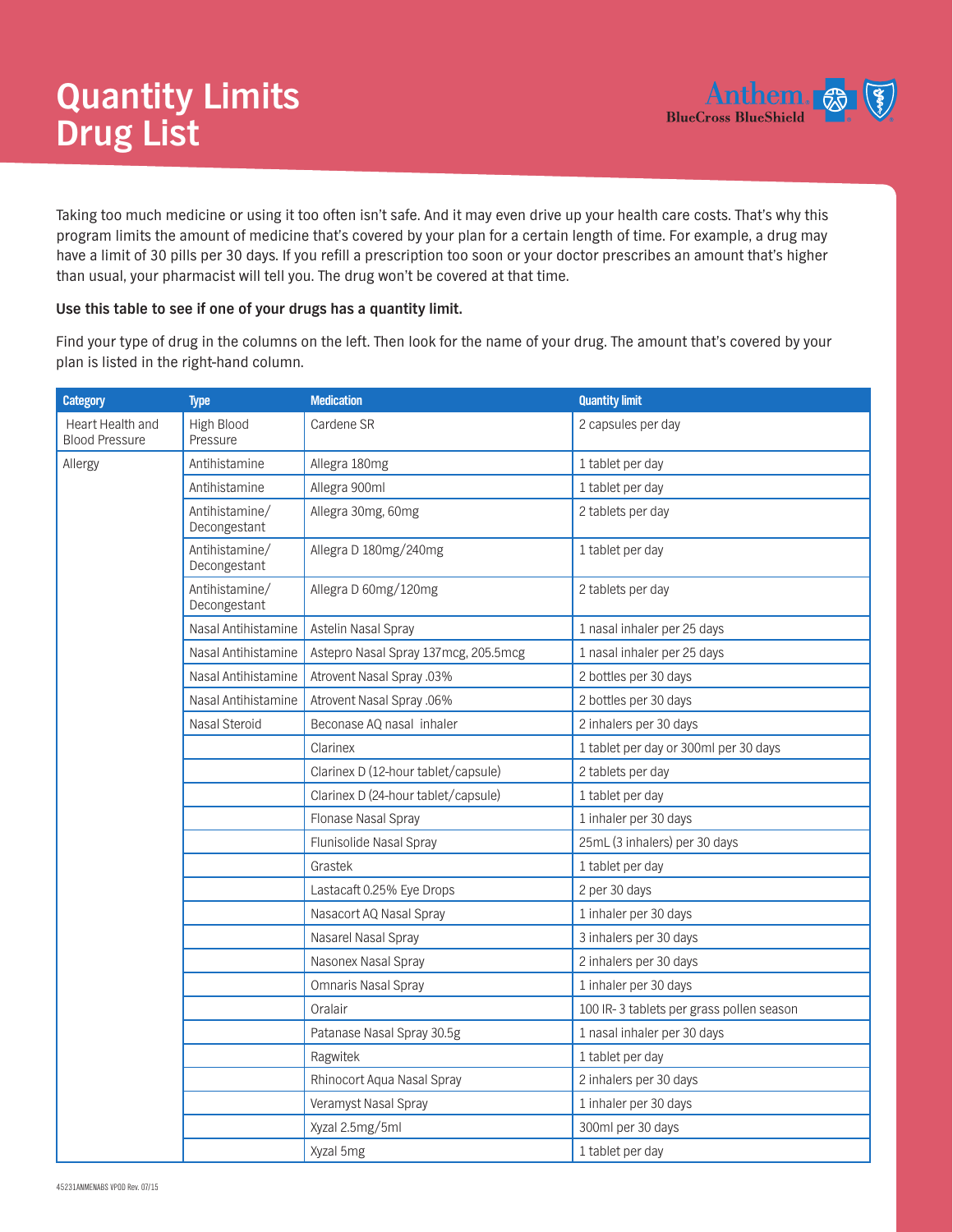# Quantity Limits Drug List

Taking too much medicine or using it too often isn't safe. And it may even drive up your health care costs. That's why this program limits the amount of medicine that's covered by your plan for a certain length of time. For example, a drug may have a limit of 30 pills per 30 days. If you refill a prescription too soon or your doctor prescribes an amount that's higher than usual, your pharmacist will tell you. The drug won't be covered at that time.

**Use this table to see if one of your drugs has a quantity limit.**

Find your type of drug in the columns on the left. Then look for the name of your drug. The amount that's covered by your plan is listed in the right-hand column.

| Category | Type | Medication | Quantity limit |
|---|---|---|---|
| Heart Health and Blood Pressure | High Blood Pressure | Cardene SR | 2 capsules per day |
| Allergy | Antihistamine | Allegra 180mg | 1 tablet per day |
| | Antihistamine | Allegra 900ml | 1 tablet per day |
| | Antihistamine/ Decongestant | Allegra 30mg, 60mg | 2 tablets per day |
| | Antihistamine/ Decongestant | Allegra D 180mg/240mg | 1 tablet per day |
| | Antihistamine/ Decongestant | Allegra D 60mg/120mg | 2 tablets per day |
| | Nasal Antihistamine | Astelin Nasal Spray | 1 nasal inhaler per 25 days |
| | Nasal Antihistamine | Astepro Nasal Spray 137mcg, 205.5mcg | 1 nasal inhaler per 25 days |
| | Nasal Antihistamine | Atrovent Nasal Spray .03% | 2 bottles per 30 days |
| | Nasal Antihistamine | Atrovent Nasal Spray .06% | 2 bottles per 30 days |
| | Nasal Steroid | Beconase AQ nasal inhaler | 2 inhalers per 30 days |
| | | Clarinex | 1 tablet per day or 300ml per 30 days |
| | | Clarinex D (12-hour tablet/capsule) | 2 tablets per day |
| | | Clarinex D (24-hour tablet/capsule) | 1 tablet per day |
| | | Flonase Nasal Spray | 1 inhaler per 30 days |
| | | Flunisolide Nasal Spray | 25mL (3 inhalers) per 30 days |
| | | Grastek | 1 tablet per day |
| | | Lastacaft 0.25% Eye Drops | 2 per 30 days |
| | | Nasacort AQ Nasal Spray | 1 inhaler per 30 days |
| | | Nasarel Nasal Spray | 3 inhalers per 30 days |
| | | Nasonex Nasal Spray | 2 inhalers per 30 days |
| | | Omnaris Nasal Spray | 1 inhaler per 30 days |
| | | Oralair | 100 IR- 3 tablets per grass pollen season |
| | | Patanase Nasal Spray 30.5g | 1 nasal inhaler per 30 days |
| | | Ragwitek | 1 tablet per day |
| | | Rhinocort Aqua Nasal Spray | 2 inhalers per 30 days |
| | | Veramyst Nasal Spray | 1 inhaler per 30 days |
| | | Xyzal 2.5mg/5ml | 300ml per 30 days |
| | | Xyzal 5mg | 1 tablet per day |

45231ANMENABS VPOD Rev. 07/15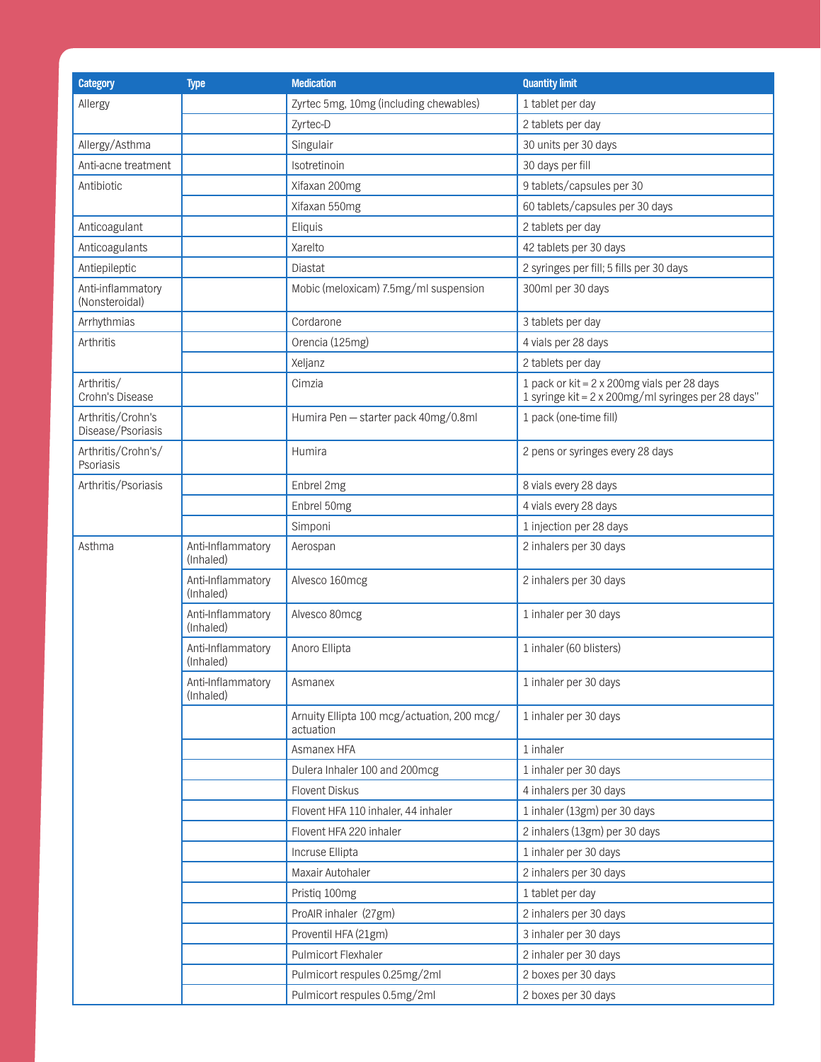| Category | Type | Medication | Quantity limit |
| --- | --- | --- | --- |
| Allergy | | Zyrtec 5mg, 10mg (including chewables) | 1 tablet per day |
| | | Zyrtec-D | 2 tablets per day |
| Allergy/Asthma | | Singulair | 30 units per 30 days |
| Anti-acne treatment | | Isotretinoin | 30 days per fill |
| Antibiotic | | Xifaxan 200mg | 9 tablets/capsules per 30 |
| | | Xifaxan 550mg | 60 tablets/capsules per 30 days |
| Anticoagulant | | Eliquis | 2 tablets per day |
| Anticoagulants | | Xarelto | 42 tablets per 30 days |
| Antiepileptic | | Diastat | 2 syringes per fill; 5 fills per 30 days |
| Anti-inflammatory (Nonsteroidal) | | Mobic (meloxicam) 7.5mg/ml suspension | 300ml per 30 days |
| Arrhythmias | | Cordarone | 3 tablets per day |
| Arthritis | | Orencia (125mg) | 4 vials per 28 days |
| | | Xeljanz | 2 tablets per day |
| Arthritis/ Crohn's Disease | | Cimzia | 1 pack or kit = 2 x 200mg vials per 28 days<br>1 syringe kit = 2 x 200mg/ml syringes per 28 days" |
| Arthritis/Crohn's Disease/Psoriasis | | Humira Pen — starter pack 40mg/0.8ml | 1 pack (one-time fill) |
| Arthritis/Crohn's/ Psoriasis | | Humira | 2 pens or syringes every 28 days |
| Arthritis/Psoriasis | | Enbrel 2mg | 8 vials every 28 days |
| | | Enbrel 50mg | 4 vials every 28 days |
| | | Simponi | 1 injection per 28 days |
| Asthma | Anti-Inflammatory (Inhaled) | Aerospan | 2 inhalers per 30 days |
| | Anti-Inflammatory (Inhaled) | Alvesco 160mcg | 2 inhalers per 30 days |
| | Anti-Inflammatory (Inhaled) | Alvesco 80mcg | 1 inhaler per 30 days |
| | Anti-Inflammatory (Inhaled) | Anoro Ellipta | 1 inhaler (60 blisters) |
| | Anti-Inflammatory (Inhaled) | Asmanex | 1 inhaler per 30 days |
| | | Arnuity Ellipta 100 mcg/actuation, 200 mcg/ actuation | 1 inhaler per 30 days |
| | | Asmanex HFA | 1 inhaler |
| | | Dulera Inhaler 100 and 200mcg | 1 inhaler per 30 days |
| | | Flovent Diskus | 4 inhalers per 30 days |
| | | Flovent HFA 110 inhaler, 44 inhaler | 1 inhaler (13gm) per 30 days |
| | | Flovent HFA 220 inhaler | 2 inhalers (13gm) per 30 days |
| | | Incruse Ellipta | 1 inhaler per 30 days |
| | | Maxair Autohaler | 2 inhalers per 30 days |
| | | Pristiq 100mg | 1 tablet per day |
| | | ProAIR inhaler (27gm) | 2 inhalers per 30 days |
| | | Proventil HFA (21gm) | 3 inhaler per 30 days |
| | | Pulmicort Flexhaler | 2 inhaler per 30 days |
| | | Pulmicort respules 0.25mg/2ml | 2 boxes per 30 days |
| | | Pulmicort respules 0.5mg/2ml | 2 boxes per 30 days |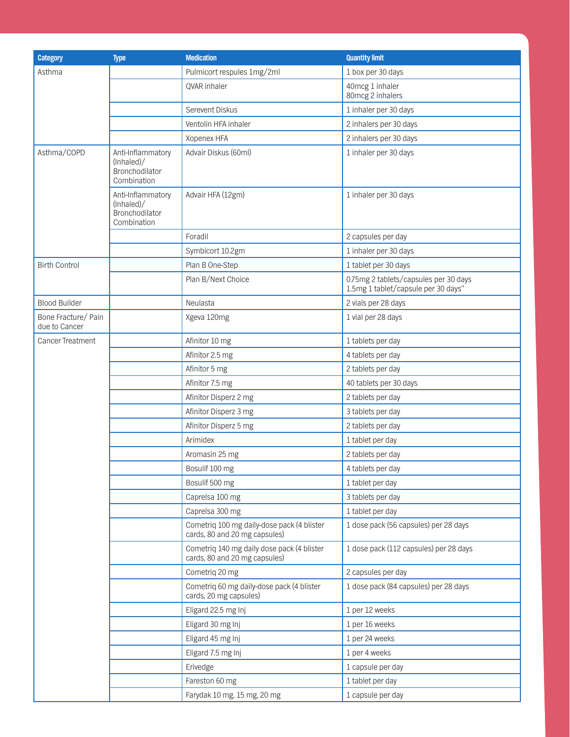| Category | Type | Medication | Quantity limit |
|---|---|---|---|
| Asthma | | Pulmicort respules 1mg/2ml | 1 box per 30 days |
| | | QVAR inhaler | 40mcg 1 inhaler<br>80mcg 2 inhalers |
| | | Serevent Diskus | 1 inhaler per 30 days |
| | | Ventolin HFA inhaler | 2 inhalers per 30 days |
| | | Xopenex HFA | 2 inhalers per 30 days |
| Asthma/COPD | Anti-Inflammatory (Inhaled)/ Bronchodilator Combination | Advair Diskus (60ml) | 1 inhaler per 30 days |
| | Anti-Inflammatory (Inhaled)/ Bronchodilator Combination | Advair HFA (12gm) | 1 inhaler per 30 days |
| | | Foradil | 2 capsules per day |
| | | Symbicort 10.2gm | 1 inhaler per 30 days |
| Birth Control | | Plan B One-Step | 1 tablet per 30 days |
| | | Plan B/Next Choice | 0.75mg 2 tablets/capsules per 30 days<br>1.5mg 1 tablet/capsule per 30 days" |
| Blood Builder | | Neulasta | 2 vials per 28 days |
| Bone Fracture/ Pain due to Cancer | | Xgeva 120mg | 1 vial per 28 days |
| Cancer Treatment | | Afinitor 10 mg | 1 tablets per day |
| | | Afinitor 2.5 mg | 4 tablets per day |
| | | Afinitor 5 mg | 2 tablets per day |
| | | Afinitor 7.5 mg | 40 tablets per 30 days |
| | | Afinitor Disperz 2 mg | 2 tablets per day |
| | | Afinitor Disperz 3 mg | 3 tablets per day |
| | | Afinitor Disperz 5 mg | 2 tablets per day |
| | | Arimidex | 1 tablet per day |
| | | Aromasin 25 mg | 2 tablets per day |
| | | Bosulif 100 mg | 4 tablets per day |
| | | Bosulif 500 mg | 1 tablet per day |
| | | Caprelsa 100 mg | 3 tablets per day |
| | | Caprelsa 300 mg | 1 tablet per day |
| | | Cometriq 100 mg daily-dose pack (4 blister cards, 80 and 20 mg capsules) | 1 dose pack (56 capsules) per 28 days |
| | | Cometriq 140 mg daily dose pack (4 blister cards, 80 and 20 mg capsules) | 1 dose pack (112 capsules) per 28 days |
| | | Cometriq 20 mg | 2 capsules per day |
| | | Cometriq 60 mg daily-dose pack (4 blister cards, 20 mg capsules) | 1 dose pack (84 capsules) per 28 days |
| | | Eligard 22.5 mg Inj | 1 per 12 weeks |
| | | Eligard 30 mg Inj | 1 per 16 weeks |
| | | Eligard 45 mg Inj | 1 per 24 weeks |
| | | Eligard 7.5 mg Inj | 1 per 4 weeks |
| | | Erivedge | 1 capsule per day |
| | | Fareston 60 mg | 1 tablet per day |
| | | Farydak 10 mg, 15 mg, 20 mg | 1 capsule per day |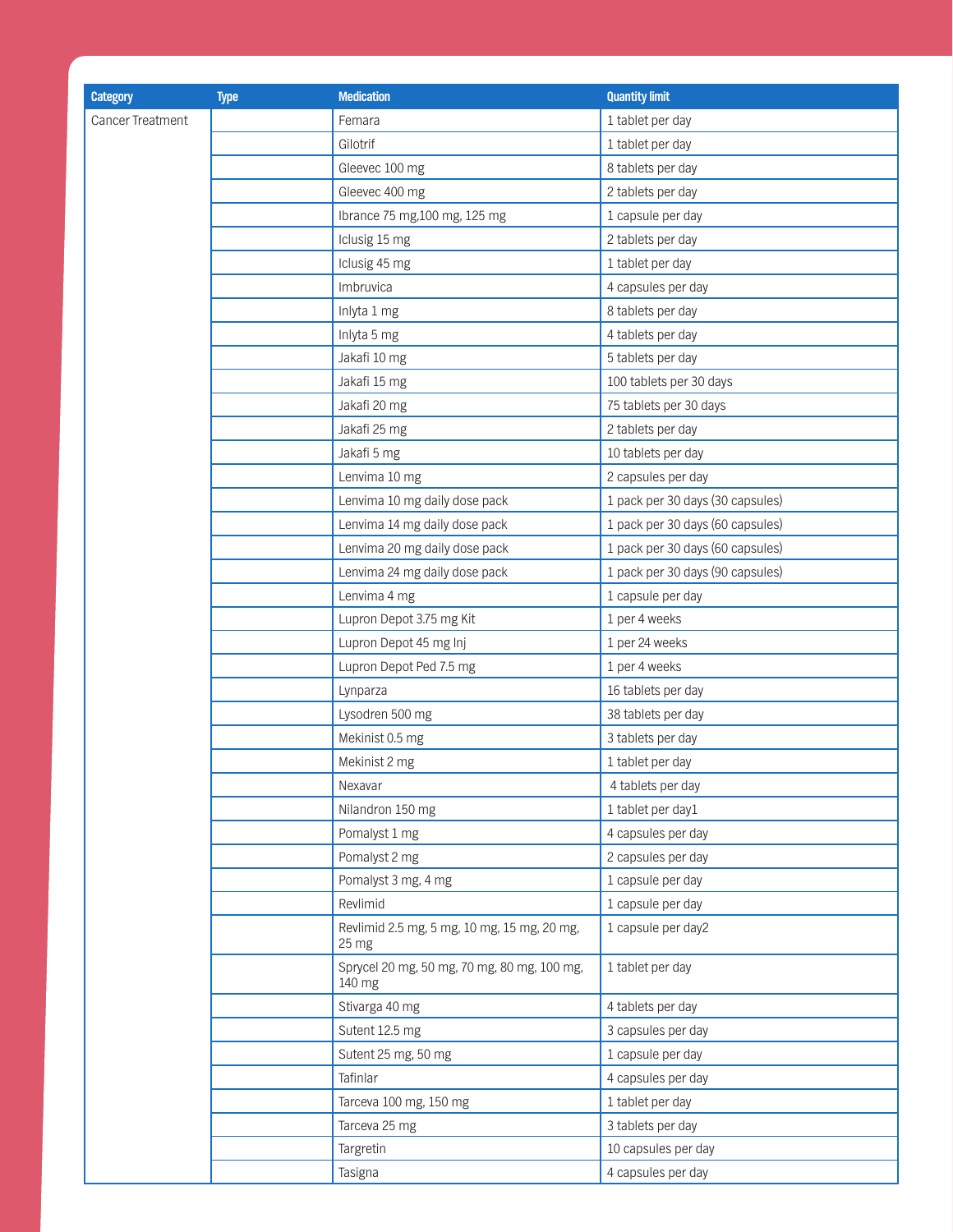| Category | Type | Medication | Quantity limit |
|---|---|---|---|
| Cancer Treatment | | Femara | 1 tablet per day |
| | | Gilotrif | 1 tablet per day |
| | | Gleevec 100 mg | 8 tablets per day |
| | | Gleevec 400 mg | 2 tablets per day |
| | | Ibrance 75 mg,100 mg, 125 mg | 1 capsule per day |
| | | Iclusig 15 mg | 2 tablets per day |
| | | Iclusig 45 mg | 1 tablet per day |
| | | Imbruvica | 4 capsules per day |
| | | Inlyta 1 mg | 8 tablets per day |
| | | Inlyta 5 mg | 4 tablets per day |
| | | Jakafi 10 mg | 5 tablets per day |
| | | Jakafi 15 mg | 100 tablets per 30 days |
| | | Jakafi 20 mg | 75 tablets per 30 days |
| | | Jakafi 25 mg | 2 tablets per day |
| | | Jakafi 5 mg | 10 tablets per day |
| | | Lenvima 10 mg | 2 capsules per day |
| | | Lenvima 10 mg daily dose pack | 1 pack per 30 days (30 capsules) |
| | | Lenvima 14 mg daily dose pack | 1 pack per 30 days (60 capsules) |
| | | Lenvima 20 mg daily dose pack | 1 pack per 30 days (60 capsules) |
| | | Lenvima 24 mg daily dose pack | 1 pack per 30 days (90 capsules) |
| | | Lenvima 4 mg | 1 capsule per day |
| | | Lupron Depot 3.75 mg Kit | 1 per 4 weeks |
| | | Lupron Depot 45 mg Inj | 1 per 24 weeks |
| | | Lupron Depot Ped 7.5 mg | 1 per 4 weeks |
| | | Lynparza | 16 tablets per day |
| | | Lysodren 500 mg | 38 tablets per day |
| | | Mekinist 0.5 mg | 3 tablets per day |
| | | Mekinist 2 mg | 1 tablet per day |
| | | Nexavar | 4 tablets per day |
| | | Nilandron 150 mg | 1 tablet per day1 |
| | | Pomalyst 1 mg | 4 capsules per day |
| | | Pomalyst 2 mg | 2 capsules per day |
| | | Pomalyst 3 mg, 4 mg | 1 capsule per day |
| | | Revlimid | 1 capsule per day |
| | | Revlimid 2.5 mg, 5 mg, 10 mg, 15 mg, 20 mg, 25 mg | 1 capsule per day2 |
| | | Sprycel 20 mg, 50 mg, 70 mg, 80 mg, 100 mg, 140 mg | 1 tablet per day |
| | | Stivarga 40 mg | 4 tablets per day |
| | | Sutent 12.5 mg | 3 capsules per day |
| | | Sutent 25 mg, 50 mg | 1 capsule per day |
| | | Tafinlar | 4 capsules per day |
| | | Tarceva 100 mg, 150 mg | 1 tablet per day |
| | | Tarceva 25 mg | 3 tablets per day |
| | | Targretin | 10 capsules per day |
| | | Tasigna | 4 capsules per day |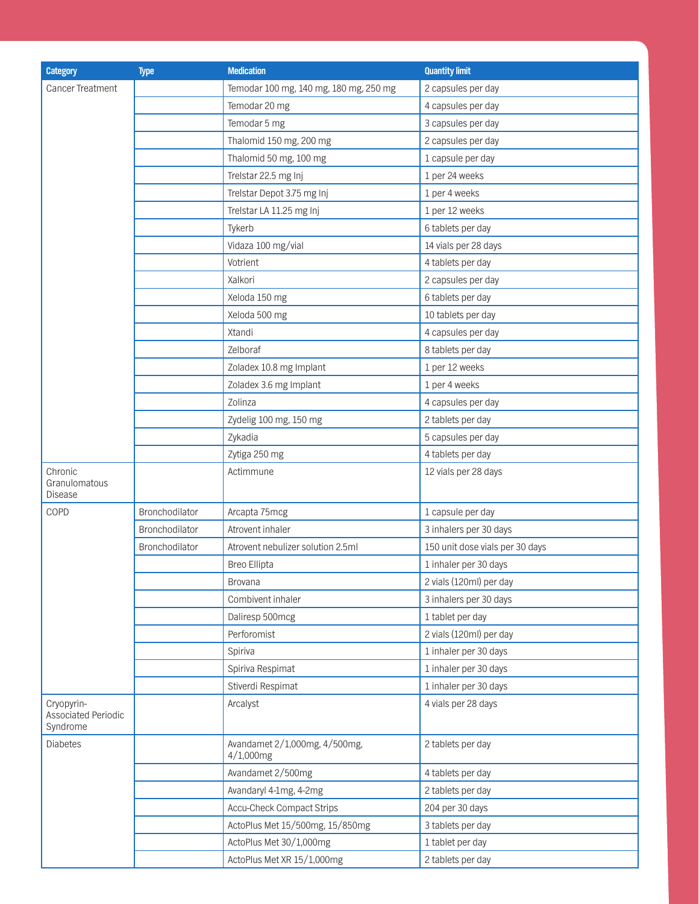| Category | Type | Medication | Quantity limit |
| --- | --- | --- | --- |
| Cancer Treatment | | Temodar 100 mg, 140 mg, 180 mg, 250 mg | 2 capsules per day |
| | | Temodar 20 mg | 4 capsules per day |
| | | Temodar 5 mg | 3 capsules per day |
| | | Thalomid 150 mg, 200 mg | 2 capsules per day |
| | | Thalomid 50 mg, 100 mg | 1 capsule per day |
| | | Trelstar 22.5 mg Inj | 1 per 24 weeks |
| | | Trelstar Depot 3.75 mg Inj | 1 per 4 weeks |
| | | Trelstar LA 11.25 mg Inj | 1 per 12 weeks |
| | | Tykerb | 6 tablets per day |
| | | Vidaza 100 mg/vial | 14 vials per 28 days |
| | | Votrient | 4 tablets per day |
| | | Xalkori | 2 capsules per day |
| | | Xeloda 150 mg | 6 tablets per day |
| | | Xeloda 500 mg | 10 tablets per day |
| | | Xtandi | 4 capsules per day |
| | | Zelboraf | 8 tablets per day |
| | | Zoladex 10.8 mg Implant | 1 per 12 weeks |
| | | Zoladex 3.6 mg Implant | 1 per 4 weeks |
| | | Zolinza | 4 capsules per day |
| | | Zydelig 100 mg, 150 mg | 2 tablets per day |
| | | Zykadia | 5 capsules per day |
| | | Zytiga 250 mg | 4 tablets per day |
| Chronic Granulomatous Disease | | Actimmune | 12 vials per 28 days |
| COPD | Bronchodilator | Arcapta 75mcg | 1 capsule per day |
| | Bronchodilator | Atrovent inhaler | 3 inhalers per 30 days |
| | Bronchodilator | Atrovent nebulizer solution 2.5ml | 150 unit dose vials per 30 days |
| | | Breo Ellipta | 1 inhaler per 30 days |
| | | Brovana | 2 vials (120ml) per day |
| | | Combivent inhaler | 3 inhalers per 30 days |
| | | Daliresp 500mcg | 1 tablet per day |
| | | Perforomist | 2 vials (120ml) per day |
| | | Spiriva | 1 inhaler per 30 days |
| | | Spiriva Respimat | 1 inhaler per 30 days |
| | | Stiverdi Respimat | 1 inhaler per 30 days |
| Cryopyrin-Associated Periodic Syndrome | | Arcalyst | 4 vials per 28 days |
| Diabetes | | Avandamet 2/1,000mg, 4/500mg, 4/1,000mg | 2 tablets per day |
| | | Avandamet 2/500mg | 4 tablets per day |
| | | Avandaryl 4-1mg, 4-2mg | 2 tablets per day |
| | | Accu-Check Compact Strips | 204 per 30 days |
| | | ActoPlus Met 15/500mg, 15/850mg | 3 tablets per day |
| | | ActoPlus Met 30/1,000mg | 1 tablet per day |
| | | ActoPlus Met XR 15/1,000mg | 2 tablets per day |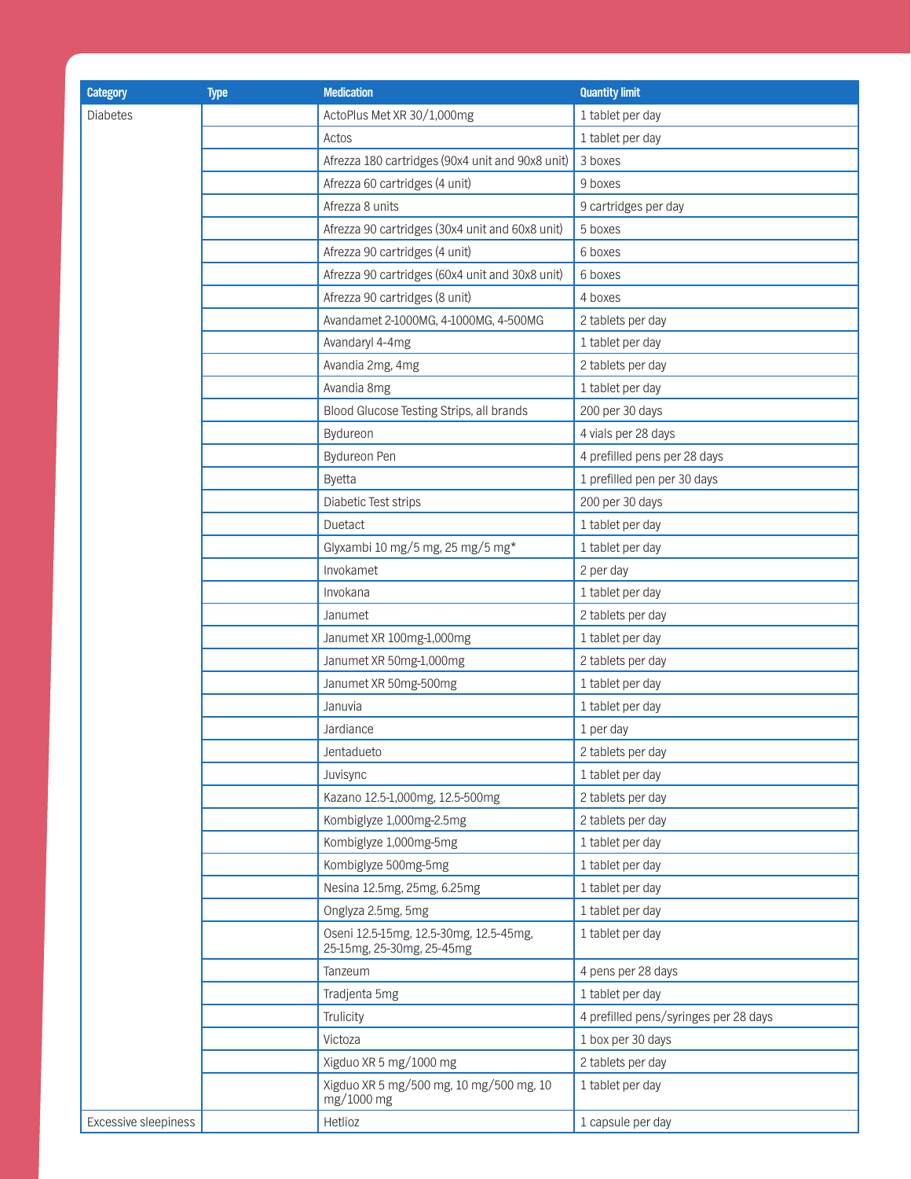| Category | Type | Medication | Quantity limit |
| --- | --- | --- | --- |
| Diabetes | | ActoPlus Met XR 30/1,000mg | 1 tablet per day |
| | | Actos | 1 tablet per day |
| | | Afrezza 180 cartridges (90x4 unit and 90x8 unit) | 3 boxes |
| | | Afrezza 60 cartridges (4 unit) | 9 boxes |
| | | Afrezza 8 units | 9 cartridges per day |
| | | Afrezza 90 cartridges (30x4 unit and 60x8 unit) | 5 boxes |
| | | Afrezza 90 cartridges (4 unit) | 6 boxes |
| | | Afrezza 90 cartridges (60x4 unit and 30x8 unit) | 6 boxes |
| | | Afrezza 90 cartridges (8 unit) | 4 boxes |
| | | Avandamet 2-1000MG, 4-1000MG, 4-500MG | 2 tablets per day |
| | | Avandaryl 4-4mg | 1 tablet per day |
| | | Avandia 2mg, 4mg | 2 tablets per day |
| | | Avandia 8mg | 1 tablet per day |
| | | Blood Glucose Testing Strips, all brands | 200 per 30 days |
| | | Bydureon | 4 vials per 28 days |
| | | Bydureon Pen | 4 prefilled pens per 28 days |
| | | Byetta | 1 prefilled pen per 30 days |
| | | Diabetic Test strips | 200 per 30 days |
| | | Duetact | 1 tablet per day |
| | | Glyxambi 10 mg/5 mg, 25 mg/5 mg* | 1 tablet per day |
| | | Invokamet | 2 per day |
| | | Invokana | 1 tablet per day |
| | | Janumet | 2 tablets per day |
| | | Janumet XR 100mg-1,000mg | 1 tablet per day |
| | | Janumet XR 50mg-1,000mg | 2 tablets per day |
| | | Janumet XR 50mg-500mg | 1 tablet per day |
| | | Januvia | 1 tablet per day |
| | | Jardiance | 1 per day |
| | | Jentadueto | 2 tablets per day |
| | | Juvisync | 1 tablet per day |
| | | Kazano 12.5-1,000mg, 12.5-500mg | 2 tablets per day |
| | | Kombiglyze 1,000mg-2.5mg | 2 tablets per day |
| | | Kombiglyze 1,000mg-5mg | 1 tablet per day |
| | | Kombiglyze 500mg-5mg | 1 tablet per day |
| | | Nesina 12.5mg, 25mg, 6.25mg | 1 tablet per day |
| | | Onglyza 2.5mg, 5mg | 1 tablet per day |
| | | Oseni 12.5-15mg, 12.5-30mg, 12.5-45mg, 25-15mg, 25-30mg, 25-45mg | 1 tablet per day |
| | | Tanzeum | 4 pens per 28 days |
| | | Tradjenta 5mg | 1 tablet per day |
| | | Trulicity | 4 prefilled pens/syringes per 28 days |
| | | Victoza | 1 box per 30 days |
| | | Xigduo XR 5 mg/1000 mg | 2 tablets per day |
| | | Xigduo XR 5 mg/500 mg, 10 mg/500 mg, 10 mg/1000 mg | 1 tablet per day |
| Excessive sleepiness | | Hetlioz | 1 capsule per day |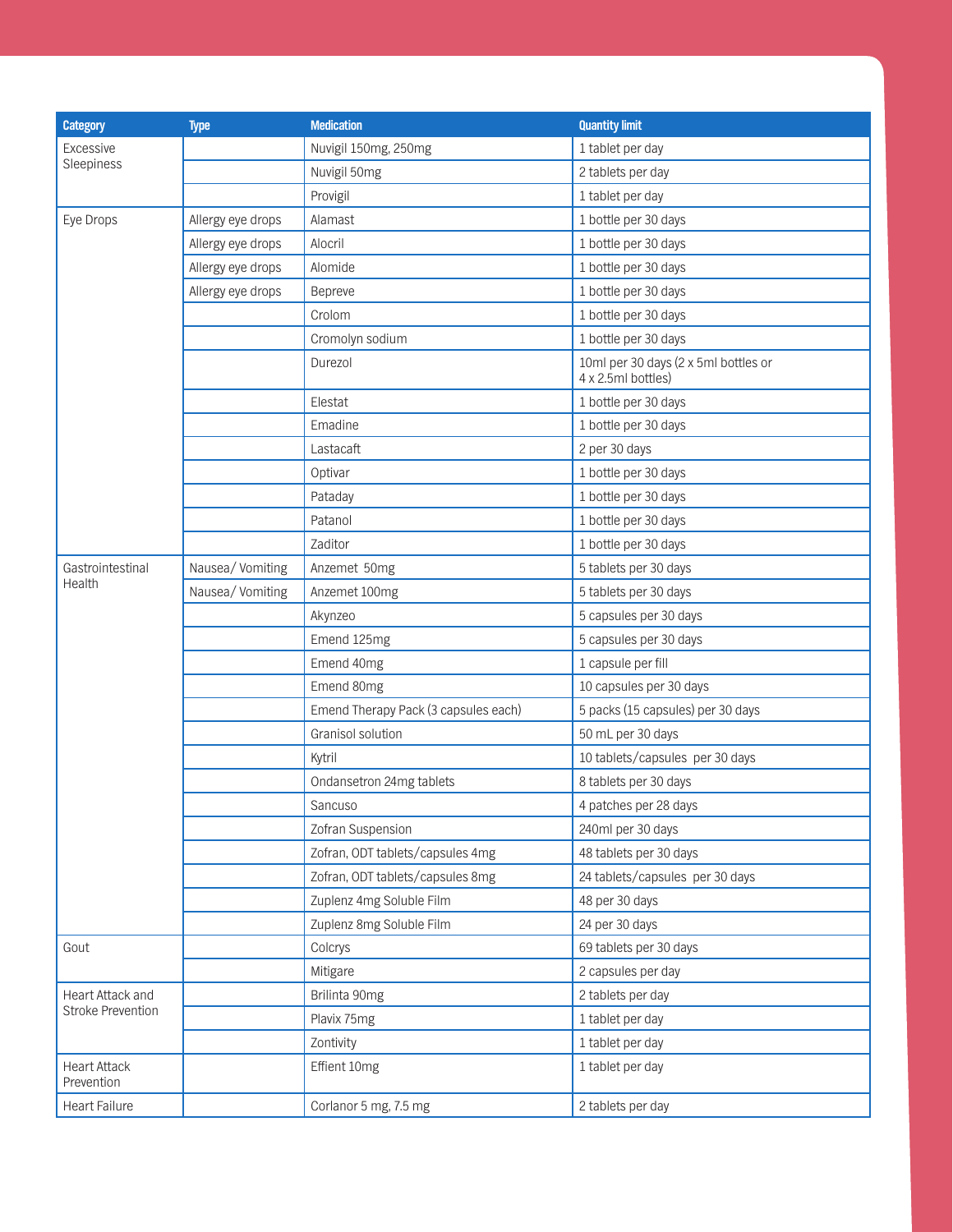| Category | Type | Medication | Quantity limit |
|---|---|---|---|
| Excessive Sleepiness | | Nuvigil 150mg, 250mg | 1 tablet per day |
| | | Nuvigil 50mg | 2 tablets per day |
| | | Provigil | 1 tablet per day |
| Eye Drops | Allergy eye drops | Alamast | 1 bottle per 30 days |
| | Allergy eye drops | Alocril | 1 bottle per 30 days |
| | Allergy eye drops | Alomide | 1 bottle per 30 days |
| | Allergy eye drops | Bepreve | 1 bottle per 30 days |
| | | Crolom | 1 bottle per 30 days |
| | | Cromolyn sodium | 1 bottle per 30 days |
| | | Durezol | 10ml per 30 days (2 x 5ml bottles or 4 x 2.5ml bottles) |
| | | Elestat | 1 bottle per 30 days |
| | | Emadine | 1 bottle per 30 days |
| | | Lastacaft | 2 per 30 days |
| | | Optivar | 1 bottle per 30 days |
| | | Pataday | 1 bottle per 30 days |
| | | Patanol | 1 bottle per 30 days |
| | | Zaditor | 1 bottle per 30 days |
| Gastrointestinal Health | Nausea/ Vomiting | Anzemet 50mg | 5 tablets per 30 days |
| | Nausea/ Vomiting | Anzemet 100mg | 5 tablets per 30 days |
| | | Akynzeo | 5 capsules per 30 days |
| | | Emend 125mg | 5 capsules per 30 days |
| | | Emend 40mg | 1 capsule per fill |
| | | Emend 80mg | 10 capsules per 30 days |
| | | Emend Therapy Pack (3 capsules each) | 5 packs (15 capsules) per 30 days |
| | | Granisol solution | 50 mL per 30 days |
| | | Kytril | 10 tablets/capsules per 30 days |
| | | Ondansetron 24mg tablets | 8 tablets per 30 days |
| | | Sancuso | 4 patches per 28 days |
| | | Zofran Suspension | 240ml per 30 days |
| | | Zofran, ODT tablets/capsules 4mg | 48 tablets per 30 days |
| | | Zofran, ODT tablets/capsules 8mg | 24 tablets/capsules per 30 days |
| | | Zuplenz 4mg Soluble Film | 48 per 30 days |
| | | Zuplenz 8mg Soluble Film | 24 per 30 days |
| Gout | | Colcrys | 69 tablets per 30 days |
| | | Mitigare | 2 capsules per day |
| Heart Attack and Stroke Prevention | | Brilinta 90mg | 2 tablets per day |
| | | Plavix 75mg | 1 tablet per day |
| | | Zontivity | 1 tablet per day |
| Heart Attack Prevention | | Effient 10mg | 1 tablet per day |
| Heart Failure | | Corlanor 5 mg, 7.5 mg | 2 tablets per day |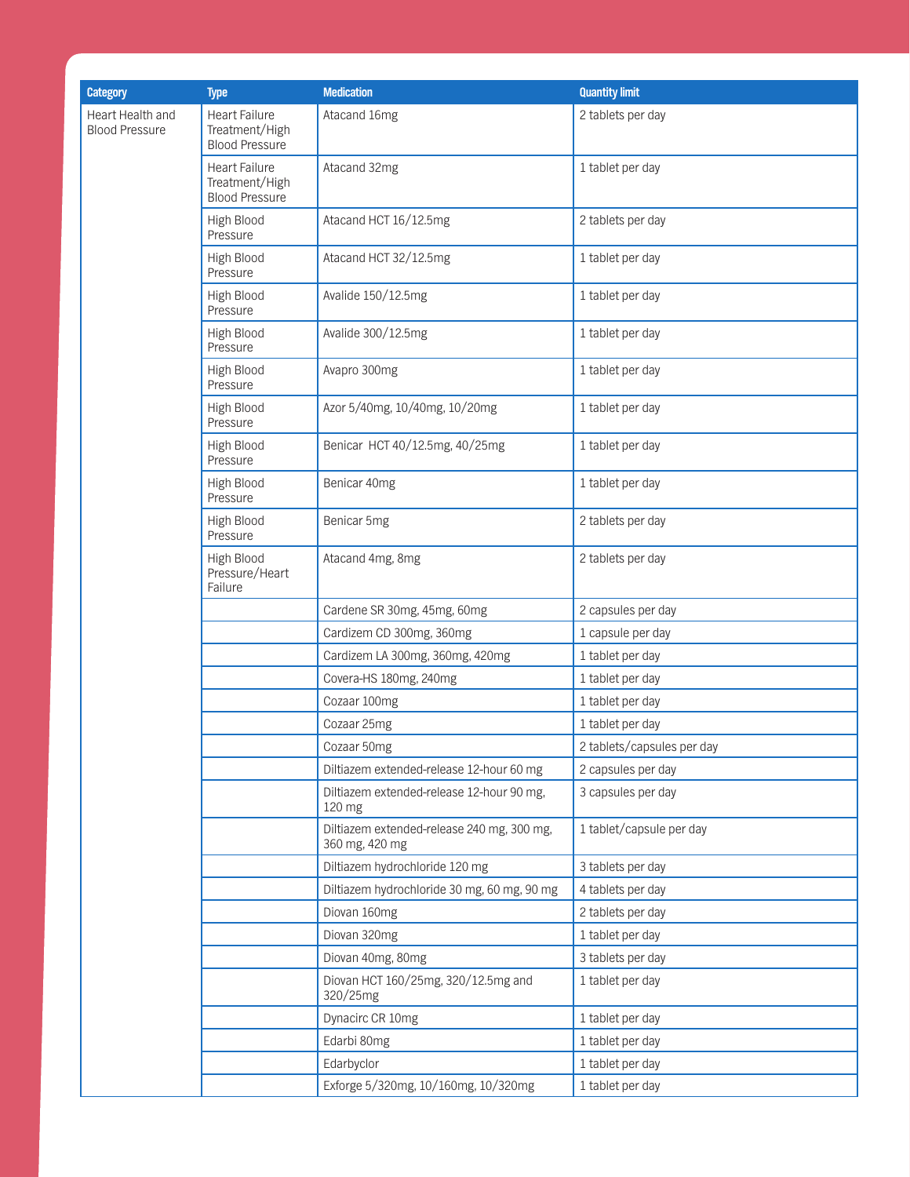| Category | Type | Medication | Quantity limit |
|---|---|---|---|
| Heart Health and Blood Pressure | Heart Failure Treatment/High Blood Pressure | Atacand 16mg | 2 tablets per day |
| | Heart Failure Treatment/High Blood Pressure | Atacand 32mg | 1 tablet per day |
| | High Blood Pressure | Atacand HCT 16/12.5mg | 2 tablets per day |
| | High Blood Pressure | Atacand HCT 32/12.5mg | 1 tablet per day |
| | High Blood Pressure | Avalide 150/12.5mg | 1 tablet per day |
| | High Blood Pressure | Avalide 300/12.5mg | 1 tablet per day |
| | High Blood Pressure | Avapro 300mg | 1 tablet per day |
| | High Blood Pressure | Azor 5/40mg, 10/40mg, 10/20mg | 1 tablet per day |
| | High Blood Pressure | Benicar HCT 40/12.5mg, 40/25mg | 1 tablet per day |
| | High Blood Pressure | Benicar 40mg | 1 tablet per day |
| | High Blood Pressure | Benicar 5mg | 2 tablets per day |
| | High Blood Pressure/Heart Failure | Atacand 4mg, 8mg | 2 tablets per day |
| | | Cardene SR 30mg, 45mg, 60mg | 2 capsules per day |
| | | Cardizem CD 300mg, 360mg | 1 capsule per day |
| | | Cardizem LA 300mg, 360mg, 420mg | 1 tablet per day |
| | | Covera-HS 180mg, 240mg | 1 tablet per day |
| | | Cozaar 100mg | 1 tablet per day |
| | | Cozaar 25mg | 1 tablet per day |
| | | Cozaar 50mg | 2 tablets/capsules per day |
| | | Diltiazem extended-release 12-hour 60 mg | 2 capsules per day |
| | | Diltiazem extended-release 12-hour 90 mg, 120 mg | 3 capsules per day |
| | | Diltiazem extended-release 240 mg, 300 mg, 360 mg, 420 mg | 1 tablet/capsule per day |
| | | Diltiazem hydrochloride 120 mg | 3 tablets per day |
| | | Diltiazem hydrochloride 30 mg, 60 mg, 90 mg | 4 tablets per day |
| | | Diovan 160mg | 2 tablets per day |
| | | Diovan 320mg | 1 tablet per day |
| | | Diovan 40mg, 80mg | 3 tablets per day |
| | | Diovan HCT 160/25mg, 320/12.5mg and 320/25mg | 1 tablet per day |
| | | Dynacirc CR 10mg | 1 tablet per day |
| | | Edarbi 80mg | 1 tablet per day |
| | | Edarbyclor | 1 tablet per day |
| | | Exforge 5/320mg, 10/160mg, 10/320mg | 1 tablet per day |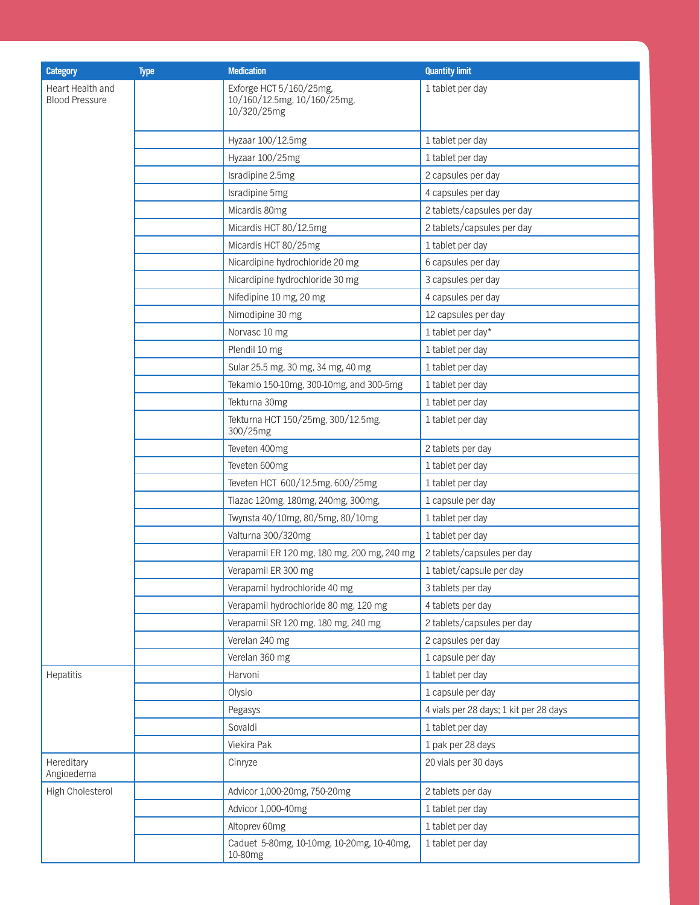| Category | Type | Medication | Quantity limit |
|---|---|---|---|
| Heart Health and Blood Pressure | | Exforge HCT 5/160/25mg, 10/160/12.5mg, 10/160/25mg, 10/320/25mg | 1 tablet per day |
| | | Hyzaar 100/12.5mg | 1 tablet per day |
| | | Hyzaar 100/25mg | 1 tablet per day |
| | | Isradipine 2.5mg | 2 capsules per day |
| | | Isradipine 5mg | 4 capsules per day |
| | | Micardis 80mg | 2 tablets/capsules per day |
| | | Micardis HCT 80/12.5mg | 2 tablets/capsules per day |
| | | Micardis HCT 80/25mg | 1 tablet per day |
| | | Nicardipine hydrochloride 20 mg | 6 capsules per day |
| | | Nicardipine hydrochloride 30 mg | 3 capsules per day |
| | | Nifedipine 10 mg, 20 mg | 4 capsules per day |
| | | Nimodipine 30 mg | 12 capsules per day |
| | | Norvasc 10 mg | 1 tablet per day* |
| | | Plendil 10 mg | 1 tablet per day |
| | | Sular 25.5 mg, 30 mg, 34 mg, 40 mg | 1 tablet per day |
| | | Tekamlo 150-10mg, 300-10mg, and 300-5mg | 1 tablet per day |
| | | Tekturna 30mg | 1 tablet per day |
| | | Tekturna HCT 150/25mg, 300/12.5mg, 300/25mg | 1 tablet per day |
| | | Teveten 400mg | 2 tablets per day |
| | | Teveten 600mg | 1 tablet per day |
| | | Teveten HCT 600/12.5mg, 600/25mg | 1 tablet per day |
| | | Tiazac 120mg, 180mg, 240mg, 300mg, | 1 capsule per day |
| | | Twynsta 40/10mg, 80/5mg, 80/10mg | 1 tablet per day |
| | | Valturna 300/320mg | 1 tablet per day |
| | | Verapamil ER 120 mg, 180 mg, 200 mg, 240 mg | 2 tablets/capsules per day |
| | | Verapamil ER 300 mg | 1 tablet/capsule per day |
| | | Verapamil hydrochloride 40 mg | 3 tablets per day |
| | | Verapamil hydrochloride 80 mg, 120 mg | 4 tablets per day |
| | | Verapamil SR 120 mg, 180 mg, 240 mg | 2 tablets/capsules per day |
| | | Verelan 240 mg | 2 capsules per day |
| | | Verelan 360 mg | 1 capsule per day |
| Hepatitis | | Harvoni | 1 tablet per day |
| | | Olysio | 1 capsule per day |
| | | Pegasys | 4 vials per 28 days; 1 kit per 28 days |
| | | Sovaldi | 1 tablet per day |
| | | Viekira Pak | 1 pak per 28 days |
| Hereditary Angioedema | | Cinryze | 20 vials per 30 days |
| High Cholesterol | | Advicor 1,000-20mg, 750-20mg | 2 tablets per day |
| | | Advicor 1,000-40mg | 1 tablet per day |
| | | Altoprev 60mg | 1 tablet per day |
| | | Caduet 5-80mg, 10-10mg, 10-20mg, 10-40mg, 10-80mg | 1 tablet per day |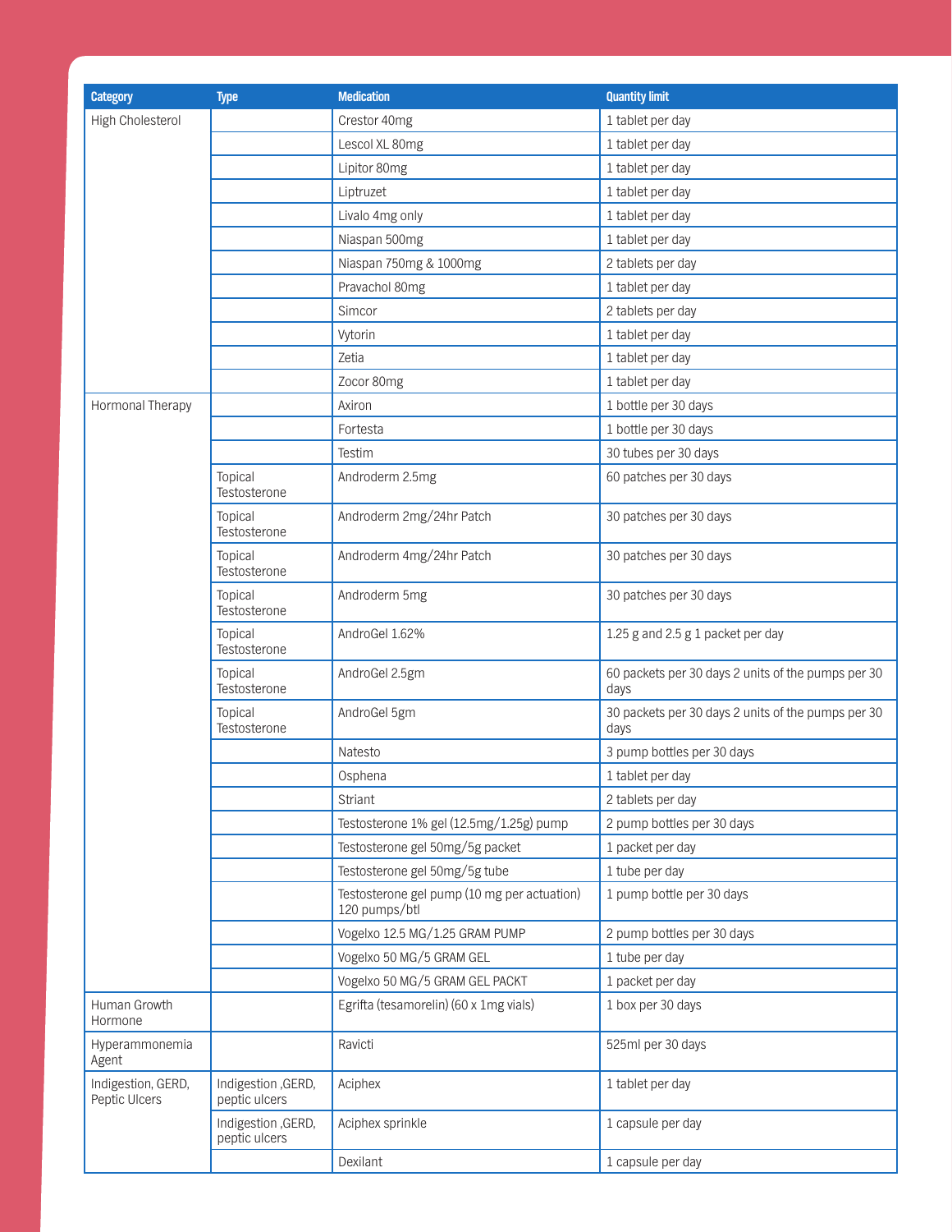| Category | Type | Medication | Quantity limit |
|---|---|---|---|
| High Cholesterol | | Crestor 40mg | 1 tablet per day |
| | | Lescol XL 80mg | 1 tablet per day |
| | | Lipitor 80mg | 1 tablet per day |
| | | Liptruzet | 1 tablet per day |
| | | Livalo 4mg only | 1 tablet per day |
| | | Niaspan 500mg | 1 tablet per day |
| | | Niaspan 750mg & 1000mg | 2 tablets per day |
| | | Pravachol 80mg | 1 tablet per day |
| | | Simcor | 2 tablets per day |
| | | Vytorin | 1 tablet per day |
| | | Zetia | 1 tablet per day |
| | | Zocor 80mg | 1 tablet per day |
| Hormonal Therapy | | Axiron | 1 bottle per 30 days |
| | | Fortesta | 1 bottle per 30 days |
| | | Testim | 30 tubes per 30 days |
| | Topical Testosterone | Androderm 2.5mg | 60 patches per 30 days |
| | Topical Testosterone | Androderm 2mg/24hr Patch | 30 patches per 30 days |
| | Topical Testosterone | Androderm 4mg/24hr Patch | 30 patches per 30 days |
| | Topical Testosterone | Androderm 5mg | 30 patches per 30 days |
| | Topical Testosterone | AndroGel 1.62% | 1.25 g and 2.5 g 1 packet per day |
| | Topical Testosterone | AndroGel 2.5gm | 60 packets per 30 days 2 units of the pumps per 30 days |
| | Topical Testosterone | AndroGel 5gm | 30 packets per 30 days 2 units of the pumps per 30 days |
| | | Natesto | 3 pump bottles per 30 days |
| | | Osphena | 1 tablet per day |
| | | Striant | 2 tablets per day |
| | | Testosterone 1% gel (12.5mg/1.25g) pump | 2 pump bottles per 30 days |
| | | Testosterone gel 50mg/5g packet | 1 packet per day |
| | | Testosterone gel 50mg/5g tube | 1 tube per day |
| | | Testosterone gel pump (10 mg per actuation) 120 pumps/btl | 1 pump bottle per 30 days |
| | | Vogelxo 12.5 MG/1.25 GRAM PUMP | 2 pump bottles per 30 days |
| | | Vogelxo 50 MG/5 GRAM GEL | 1 tube per day |
| | | Vogelxo 50 MG/5 GRAM GEL PACKT | 1 packet per day |
| Human Growth Hormone | | Egrifta (tesamorelin) (60 x 1mg vials) | 1 box per 30 days |
| Hyperammonemia Agent | | Ravicti | 525ml per 30 days |
| Indigestion, GERD, Peptic Ulcers | Indigestion ,GERD, peptic ulcers | Aciphex | 1 tablet per day |
| | Indigestion ,GERD, peptic ulcers | Aciphex sprinkle | 1 capsule per day |
| | | Dexilant | 1 capsule per day |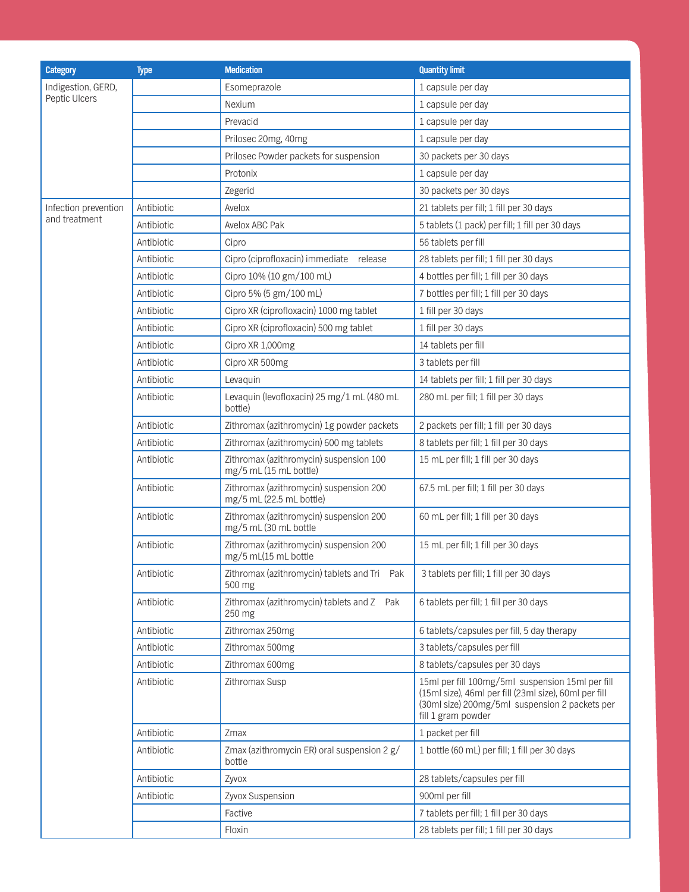| Category | Type | Medication | Quantity limit |
| --- | --- | --- | --- |
| Indigestion, GERD, Peptic Ulcers | | Esomeprazole | 1 capsule per day |
| | | Nexium | 1 capsule per day |
| | | Prevacid | 1 capsule per day |
| | | Prilosec 20mg, 40mg | 1 capsule per day |
| | | Prilosec Powder packets for suspension | 30 packets per 30 days |
| | | Protonix | 1 capsule per day |
| | | Zegerid | 30 packets per 30 days |
| Infection prevention and treatment | Antibiotic | Avelox | 21 tablets per fill; 1 fill per 30 days |
| | Antibiotic | Avelox ABC Pak | 5 tablets (1 pack) per fill; 1 fill per 30 days |
| | Antibiotic | Cipro | 56 tablets per fill |
| | Antibiotic | Cipro (ciprofloxacin) immediate release | 28 tablets per fill; 1 fill per 30 days |
| | Antibiotic | Cipro 10% (10 gm/100 mL) | 4 bottles per fill; 1 fill per 30 days |
| | Antibiotic | Cipro 5% (5 gm/100 mL) | 7 bottles per fill; 1 fill per 30 days |
| | Antibiotic | Cipro XR (ciprofloxacin) 1000 mg tablet | 1 fill per 30 days |
| | Antibiotic | Cipro XR (ciprofloxacin) 500 mg tablet | 1 fill per 30 days |
| | Antibiotic | Cipro XR 1,000mg | 14 tablets per fill |
| | Antibiotic | Cipro XR 500mg | 3 tablets per fill |
| | Antibiotic | Levaquin | 14 tablets per fill; 1 fill per 30 days |
| | Antibiotic | Levaquin (levofloxacin) 25 mg/1 mL (480 mL bottle) | 280 mL per fill; 1 fill per 30 days |
| | Antibiotic | Zithromax (azithromycin) 1g powder packets | 2 packets per fill; 1 fill per 30 days |
| | Antibiotic | Zithromax (azithromycin) 600 mg tablets | 8 tablets per fill; 1 fill per 30 days |
| | Antibiotic | Zithromax (azithromycin) suspension 100 mg/5 mL (15 mL bottle) | 15 mL per fill; 1 fill per 30 days |
| | Antibiotic | Zithromax (azithromycin) suspension 200 mg/5 mL (22.5 mL bottle) | 67.5 mL per fill; 1 fill per 30 days |
| | Antibiotic | Zithromax (azithromycin) suspension 200 mg/5 mL (30 mL bottle | 60 mL per fill; 1 fill per 30 days |
| | Antibiotic | Zithromax (azithromycin) suspension 200 mg/5 mL(15 mL bottle | 15 mL per fill; 1 fill per 30 days |
| | Antibiotic | Zithromax (azithromycin) tablets and Tri Pak 500 mg | 3 tablets per fill; 1 fill per 30 days |
| | Antibiotic | Zithromax (azithromycin) tablets and Z Pak 250 mg | 6 tablets per fill; 1 fill per 30 days |
| | Antibiotic | Zithromax 250mg | 6 tablets/capsules per fill, 5 day therapy |
| | Antibiotic | Zithromax 500mg | 3 tablets/capsules per fill |
| | Antibiotic | Zithromax 600mg | 8 tablets/capsules per 30 days |
| | Antibiotic | Zithromax Susp | 15ml per fill 100mg/5ml suspension 15ml per fill (15ml size), 46ml per fill (23ml size), 60ml per fill (30ml size) 200mg/5ml suspension 2 packets per fill 1 gram powder |
| | Antibiotic | Zmax | 1 packet per fill |
| | Antibiotic | Zmax (azithromycin ER) oral suspension 2 g/ bottle | 1 bottle (60 mL) per fill; 1 fill per 30 days |
| | Antibiotic | Zyvox | 28 tablets/capsules per fill |
| | Antibiotic | Zyvox Suspension | 900ml per fill |
| | | Factive | 7 tablets per fill; 1 fill per 30 days |
| | | Floxin | 28 tablets per fill; 1 fill per 30 days |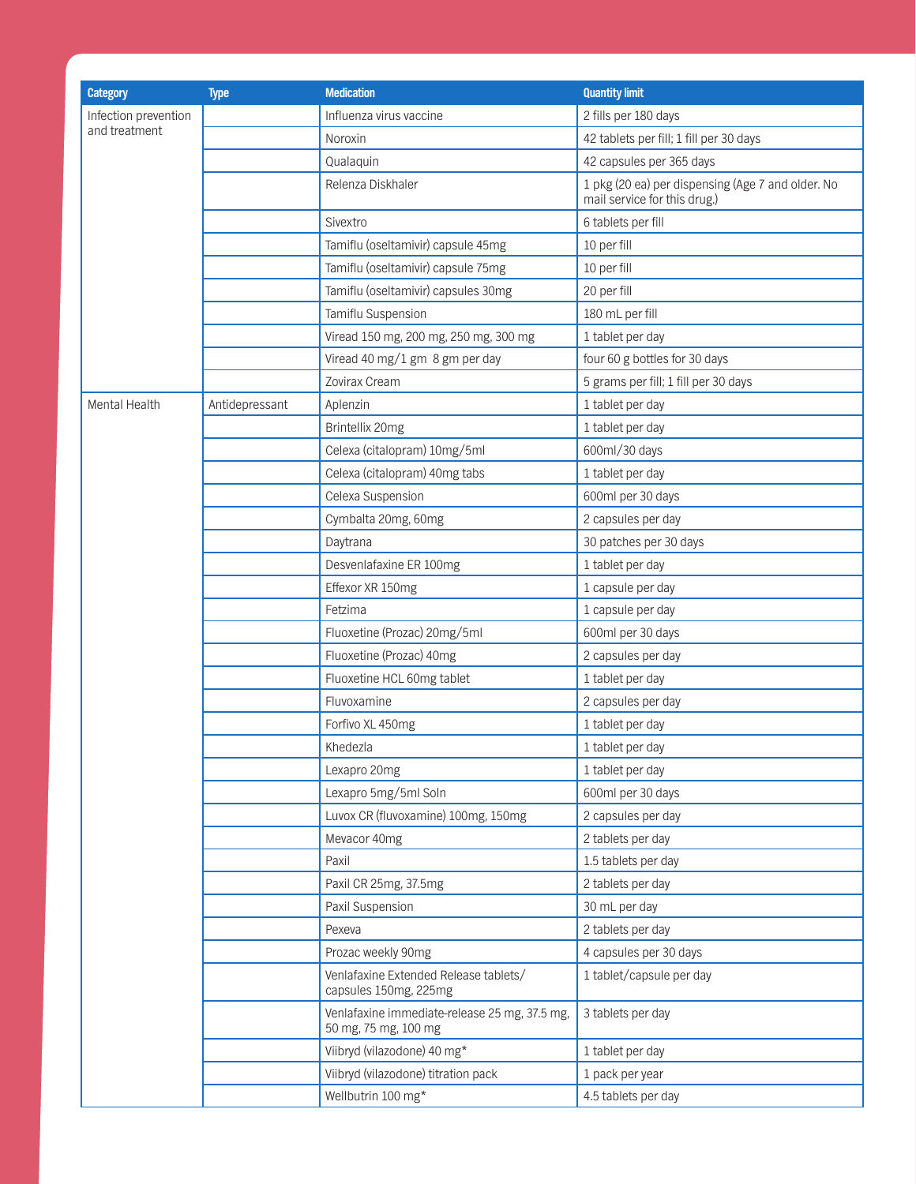| Category | Type | Medication | Quantity limit |
| --- | --- | --- | --- |
| Infection prevention and treatment | | Influenza virus vaccine | 2 fills per 180 days |
| | | Noroxin | 42 tablets per fill; 1 fill per 30 days |
| | | Qualaquin | 42 capsules per 365 days |
| | | Relenza Diskhaler | 1 pkg (20 ea) per dispensing (Age 7 and older. No mail service for this drug.) |
| | | Sivextro | 6 tablets per fill |
| | | Tamiflu (oseltamivir) capsule 45mg | 10 per fill |
| | | Tamiflu (oseltamivir) capsule 75mg | 10 per fill |
| | | Tamiflu (oseltamivir) capsules 30mg | 20 per fill |
| | | Tamiflu Suspension | 180 mL per fill |
| | | Viread 150 mg, 200 mg, 250 mg, 300 mg | 1 tablet per day |
| | | Viread 40 mg/1 gm 8 gm per day | four 60 g bottles for 30 days |
| | | Zovirax Cream | 5 grams per fill; 1 fill per 30 days |
| Mental Health | Antidepressant | Aplenzin | 1 tablet per day |
| | | Brintellix 20mg | 1 tablet per day |
| | | Celexa (citalopram) 10mg/5ml | 600ml/30 days |
| | | Celexa (citalopram) 40mg tabs | 1 tablet per day |
| | | Celexa Suspension | 600ml per 30 days |
| | | Cymbalta 20mg, 60mg | 2 capsules per day |
| | | Daytrana | 30 patches per 30 days |
| | | Desvenlafaxine ER 100mg | 1 tablet per day |
| | | Effexor XR 150mg | 1 capsule per day |
| | | Fetzima | 1 capsule per day |
| | | Fluoxetine (Prozac) 20mg/5ml | 600ml per 30 days |
| | | Fluoxetine (Prozac) 40mg | 2 capsules per day |
| | | Fluoxetine HCL 60mg tablet | 1 tablet per day |
| | | Fluvoxamine | 2 capsules per day |
| | | Forfivo XL 450mg | 1 tablet per day |
| | | Khedezla | 1 tablet per day |
| | | Lexapro 20mg | 1 tablet per day |
| | | Lexapro 5mg/5ml Soln | 600ml per 30 days |
| | | Luvox CR (fluvoxamine) 100mg, 150mg | 2 capsules per day |
| | | Mevacor 40mg | 2 tablets per day |
| | | Paxil | 1.5 tablets per day |
| | | Paxil CR 25mg, 37.5mg | 2 tablets per day |
| | | Paxil Suspension | 30 mL per day |
| | | Pexeva | 2 tablets per day |
| | | Prozac weekly 90mg | 4 capsules per 30 days |
| | | Venlafaxine Extended Release tablets/ capsules 150mg, 225mg | 1 tablet/capsule per day |
| | | Venlafaxine immediate-release 25 mg, 37.5 mg, 50 mg, 75 mg, 100 mg | 3 tablets per day |
| | | Viibryd (vilazodone) 40 mg* | 1 tablet per day |
| | | Viibryd (vilazodone) titration pack | 1 pack per year |
| | | Wellbutrin 100 mg* | 4.5 tablets per day |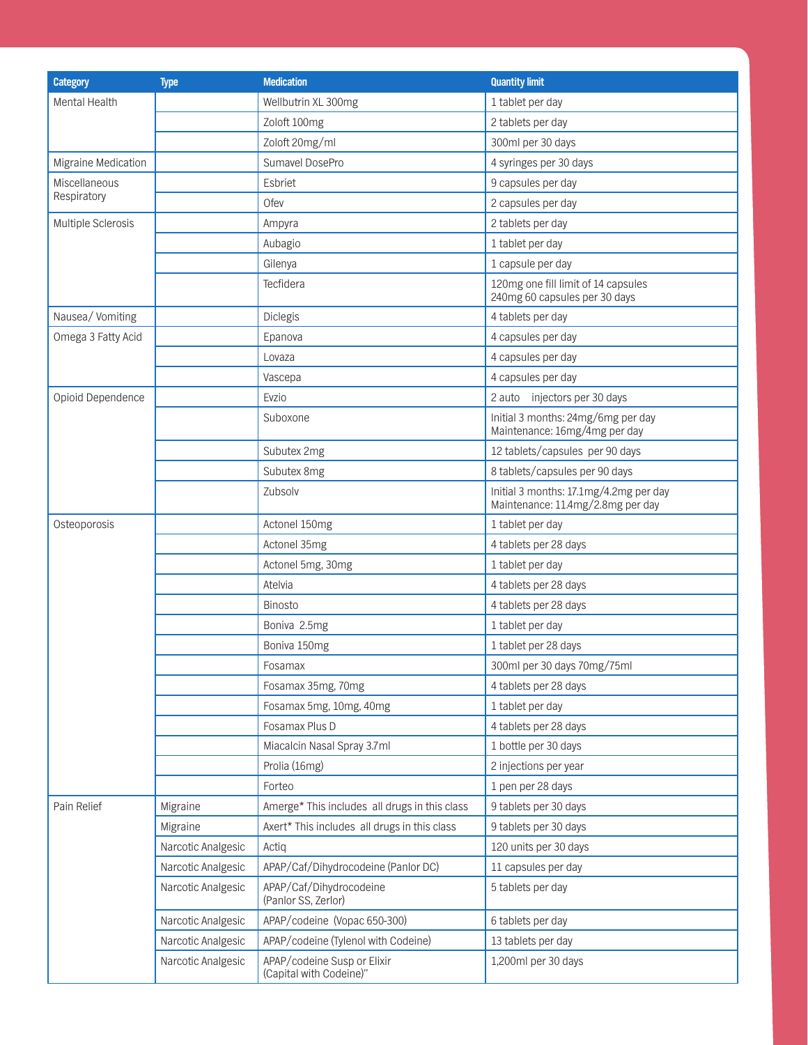| Category | Type | Medication | Quantity limit |
|---|---|---|---|
| Mental Health | | Wellbutrin XL 300mg | 1 tablet per day |
| | | Zoloft 100mg | 2 tablets per day |
| | | Zoloft 20mg/ml | 300ml per 30 days |
| Migraine Medication | | Sumavel DosePro | 4 syringes per 30 days |
| Miscellaneous Respiratory | | Esbriet | 9 capsules per day |
| | | Ofev | 2 capsules per day |
| Multiple Sclerosis | | Ampyra | 2 tablets per day |
| | | Aubagio | 1 tablet per day |
| | | Gilenya | 1 capsule per day |
| | | Tecfidera | 120mg one fill limit of 14 capsules<br>240mg 60 capsules per 30 days |
| Nausea/ Vomiting | | Diclegis | 4 tablets per day |
| Omega 3 Fatty Acid | | Epanova | 4 capsules per day |
| | | Lovaza | 4 capsules per day |
| | | Vascepa | 4 capsules per day |
| Opioid Dependence | | Evzio | 2 auto injectors per 30 days |
| | | Suboxone | Initial 3 months: 24mg/6mg per day<br>Maintenance: 16mg/4mg per day |
| | | Subutex 2mg | 12 tablets/capsules per 90 days |
| | | Subutex 8mg | 8 tablets/capsules per 90 days |
| | | Zubsolv | Initial 3 months: 17.1mg/4.2mg per day<br>Maintenance: 11.4mg/2.8mg per day |
| Osteoporosis | | Actonel 150mg | 1 tablet per day |
| | | Actonel 35mg | 4 tablets per 28 days |
| | | Actonel 5mg, 30mg | 1 tablet per day |
| | | Atelvia | 4 tablets per 28 days |
| | | Binosto | 4 tablets per 28 days |
| | | Boniva 2.5mg | 1 tablet per day |
| | | Boniva 150mg | 1 tablet per 28 days |
| | | Fosamax | 300ml per 30 days 70mg/75ml |
| | | Fosamax 35mg, 70mg | 4 tablets per 28 days |
| | | Fosamax 5mg, 10mg, 40mg | 1 tablet per day |
| | | Fosamax Plus D | 4 tablets per 28 days |
| | | Miacalcin Nasal Spray 3.7ml | 1 bottle per 30 days |
| | | Prolia (16mg) | 2 injections per year |
| | | Forteo | 1 pen per 28 days |
| Pain Relief | Migraine | Amerge* This includes all drugs in this class | 9 tablets per 30 days |
| | Migraine | Axert* This includes all drugs in this class | 9 tablets per 30 days |
| | Narcotic Analgesic | Actiq | 120 units per 30 days |
| | Narcotic Analgesic | APAP/Caf/Dihydrocodeine (Panlor DC) | 11 capsules per day |
| | Narcotic Analgesic | APAP/Caf/Dihydrocodeine (Panlor SS, Zerlor) | 5 tablets per day |
| | Narcotic Analgesic | APAP/codeine (Vopac 650-300) | 6 tablets per day |
| | Narcotic Analgesic | APAP/codeine (Tylenol with Codeine) | 13 tablets per day |
| | Narcotic Analgesic | APAP/codeine Susp or Elixir (Capital with Codeine)" | 1,200ml per 30 days |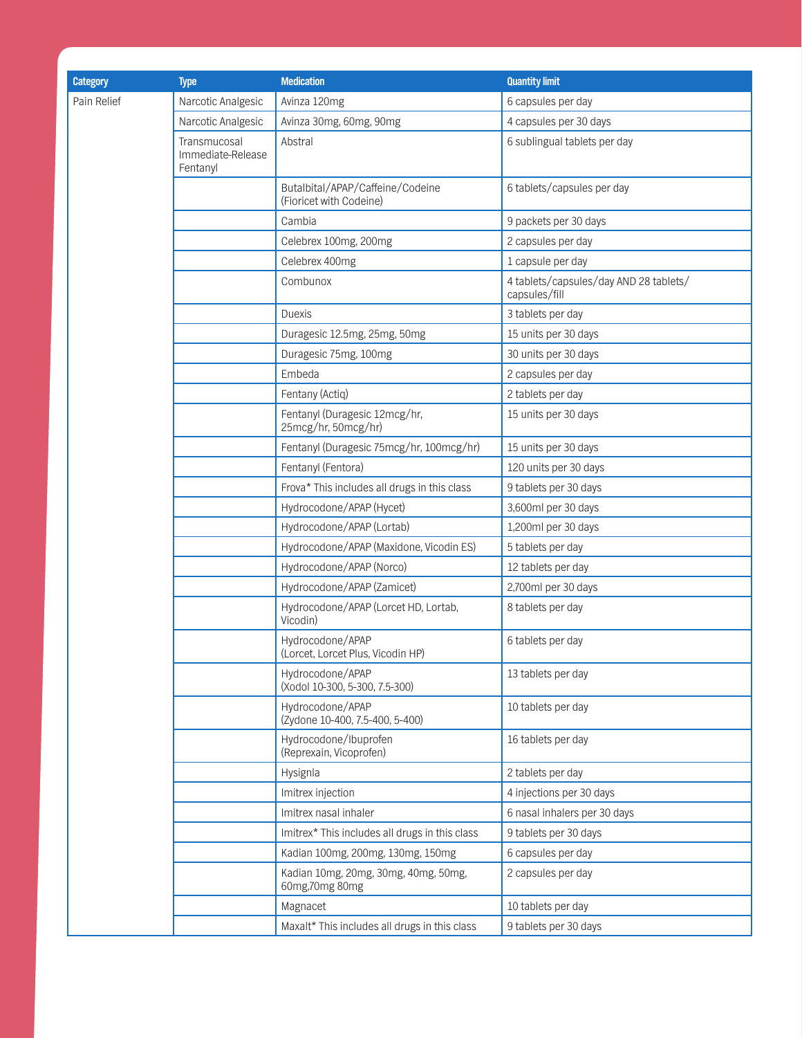| Category | Type | Medication | Quantity limit |
|---|---|---|---|
| Pain Relief | Narcotic Analgesic | Avinza 120mg | 6 capsules per day |
| | Narcotic Analgesic | Avinza 30mg, 60mg, 90mg | 4 capsules per 30 days |
| | Transmucosal Immediate-Release Fentanyl | Abstral | 6 sublingual tablets per day |
| | | Butalbital/APAP/Caffeine/Codeine (Fioricet with Codeine) | 6 tablets/capsules per day |
| | | Cambia | 9 packets per 30 days |
| | | Celebrex 100mg, 200mg | 2 capsules per day |
| | | Celebrex 400mg | 1 capsule per day |
| | | Combunox | 4 tablets/capsules/day AND 28 tablets/capsules/fill |
| | | Duexis | 3 tablets per day |
| | | Duragesic 12.5mg, 25mg, 50mg | 15 units per 30 days |
| | | Duragesic 75mg, 100mg | 30 units per 30 days |
| | | Embeda | 2 capsules per day |
| | | Fentany (Actiq) | 2 tablets per day |
| | | Fentanyl (Duragesic 12mcg/hr, 25mcg/hr, 50mcg/hr) | 15 units per 30 days |
| | | Fentanyl (Duragesic 75mcg/hr, 100mcg/hr) | 15 units per 30 days |
| | | Fentanyl (Fentora) | 120 units per 30 days |
| | | Frova* This includes all drugs in this class | 9 tablets per 30 days |
| | | Hydrocodone/APAP (Hycet) | 3,600ml per 30 days |
| | | Hydrocodone/APAP (Lortab) | 1,200ml per 30 days |
| | | Hydrocodone/APAP (Maxidone, Vicodin ES) | 5 tablets per day |
| | | Hydrocodone/APAP (Norco) | 12 tablets per day |
| | | Hydrocodone/APAP (Zamicet) | 2,700ml per 30 days |
| | | Hydrocodone/APAP (Lorcet HD, Lortab, Vicodin) | 8 tablets per day |
| | | Hydrocodone/APAP (Lorcet, Lorcet Plus, Vicodin HP) | 6 tablets per day |
| | | Hydrocodone/APAP (Xodol 10-300, 5-300, 7.5-300) | 13 tablets per day |
| | | Hydrocodone/APAP (Zydone 10-400, 7.5-400, 5-400) | 10 tablets per day |
| | | Hydrocodone/Ibuprofen (Reprexain, Vicoprofen) | 16 tablets per day |
| | | Hysignla | 2 tablets per day |
| | | Imitrex injection | 4 injections per 30 days |
| | | Imitrex nasal inhaler | 6 nasal inhalers per 30 days |
| | | Imitrex* This includes all drugs in this class | 9 tablets per 30 days |
| | | Kadian 100mg, 200mg, 130mg, 150mg | 6 capsules per day |
| | | Kadian 10mg, 20mg, 30mg, 40mg, 50mg, 60mg,70mg 80mg | 2 capsules per day |
| | | Magnacet | 10 tablets per day |
| | | Maxalt* This includes all drugs in this class | 9 tablets per 30 days |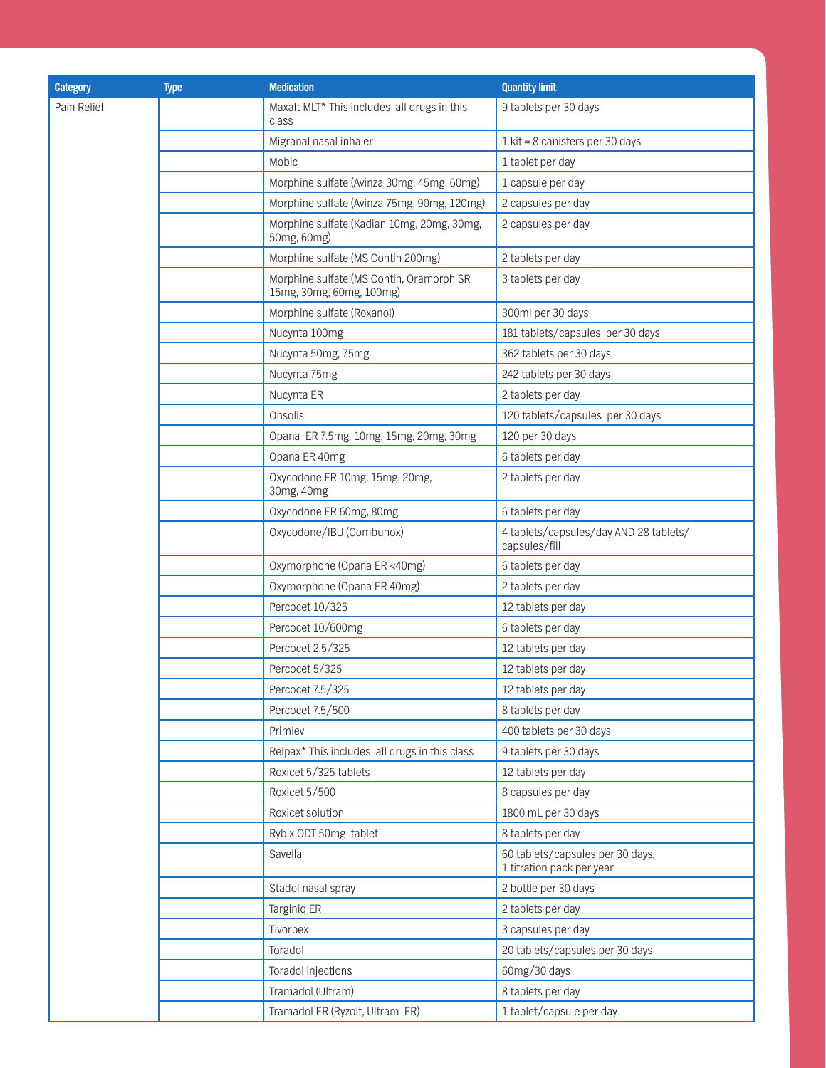| Category | Type | Medication | Quantity limit |
|---|---|---|---|
| Pain Relief | | Maxalt-MLT* This includes all drugs in this class | 9 tablets per 30 days |
| | | Migranal nasal inhaler | 1 kit = 8 canisters per 30 days |
| | | Mobic | 1 tablet per day |
| | | Morphine sulfate (Avinza 30mg, 45mg, 60mg) | 1 capsule per day |
| | | Morphine sulfate (Avinza 75mg, 90mg, 120mg) | 2 capsules per day |
| | | Morphine sulfate (Kadian 10mg, 20mg, 30mg, 50mg, 60mg) | 2 capsules per day |
| | | Morphine sulfate (MS Contin 200mg) | 2 tablets per day |
| | | Morphine sulfate (MS Contin, Oramorph SR 15mg, 30mg, 60mg, 100mg) | 3 tablets per day |
| | | Morphine sulfate (Roxanol) | 300ml per 30 days |
| | | Nucynta 100mg | 181 tablets/capsules per 30 days |
| | | Nucynta 50mg, 75mg | 362 tablets per 30 days |
| | | Nucynta 75mg | 242 tablets per 30 days |
| | | Nucynta ER | 2 tablets per day |
| | | Onsolis | 120 tablets/capsules per 30 days |
| | | Opana ER 7.5mg, 10mg, 15mg, 20mg, 30mg | 120 per 30 days |
| | | Opana ER 40mg | 6 tablets per day |
| | | Oxycodone ER 10mg, 15mg, 20mg, 30mg, 40mg | 2 tablets per day |
| | | Oxycodone ER 60mg, 80mg | 6 tablets per day |
| | | Oxycodone/IBU (Combunox) | 4 tablets/capsules/day AND 28 tablets/capsules/fill |
| | | Oxymorphone (Opana ER <40mg) | 6 tablets per day |
| | | Oxymorphone (Opana ER 40mg) | 2 tablets per day |
| | | Percocet 10/325 | 12 tablets per day |
| | | Percocet 10/600mg | 6 tablets per day |
| | | Percocet 2.5/325 | 12 tablets per day |
| | | Percocet 5/325 | 12 tablets per day |
| | | Percocet 7.5/325 | 12 tablets per day |
| | | Percocet 7.5/500 | 8 tablets per day |
| | | Primlev | 400 tablets per 30 days |
| | | Relpax* This includes all drugs in this class | 9 tablets per 30 days |
| | | Roxicet 5/325 tablets | 12 tablets per day |
| | | Roxicet 5/500 | 8 capsules per day |
| | | Roxicet solution | 1800 mL per 30 days |
| | | Rybix ODT 50mg tablet | 8 tablets per day |
| | | Savella | 60 tablets/capsules per 30 days, 1 titration pack per year |
| | | Stadol nasal spray | 2 bottle per 30 days |
| | | Targiniq ER | 2 tablets per day |
| | | Tivorbex | 3 capsules per day |
| | | Toradol | 20 tablets/capsules per 30 days |
| | | Toradol injections | 60mg/30 days |
| | | Tramadol (Ultram) | 8 tablets per day |
| | | Tramadol ER (Ryzolt, Ultram ER) | 1 tablet/capsule per day |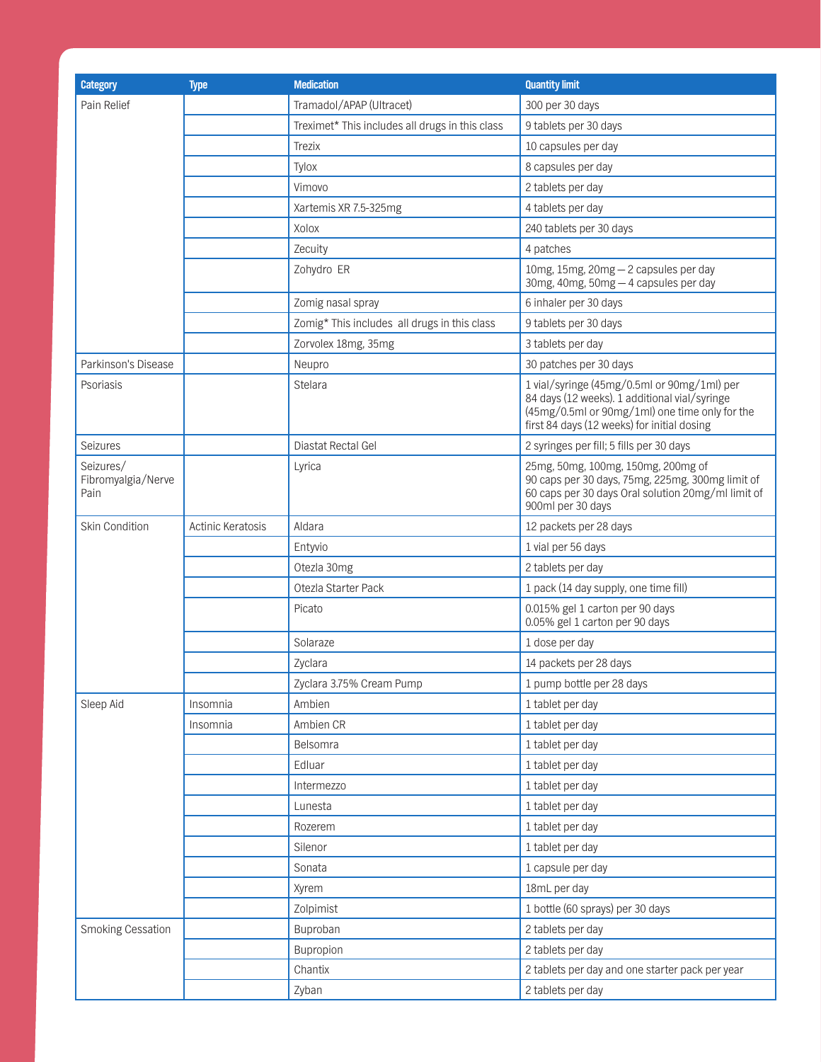| Category | Type | Medication | Quantity limit |
| --- | --- | --- | --- |
| Pain Relief | | Tramadol/APAP (Ultracet) | 300 per 30 days |
| | | Treximet* This includes all drugs in this class | 9 tablets per 30 days |
| | | Trezix | 10 capsules per day |
| | | Tylox | 8 capsules per day |
| | | Vimovo | 2 tablets per day |
| | | Xartemis XR 7.5-325mg | 4 tablets per day |
| | | Xolox | 240 tablets per 30 days |
| | | Zecuity | 4 patches |
| | | Zohydro ER | 10mg, 15mg, 20mg — 2 capsules per day<br>30mg, 40mg, 50mg — 4 capsules per day |
| | | Zomig nasal spray | 6 inhaler per 30 days |
| | | Zomig* This includes all drugs in this class | 9 tablets per 30 days |
| | | Zorvolex 18mg, 35mg | 3 tablets per day |
| Parkinson's Disease | | Neupro | 30 patches per 30 days |
| Psoriasis | | Stelara | 1 vial/syringe (45mg/0.5ml or 90mg/1ml) per 84 days (12 weeks). 1 additional vial/syringe (45mg/0.5ml or 90mg/1ml) one time only for the first 84 days (12 weeks) for initial dosing |
| Seizures | | Diastat Rectal Gel | 2 syringes per fill; 5 fills per 30 days |
| Seizures/ Fibromyalgia/Nerve Pain | | Lyrica | 25mg, 50mg, 100mg, 150mg, 200mg of 90 caps per 30 days, 75mg, 225mg, 300mg limit of 60 caps per 30 days Oral solution 20mg/ml limit of 900ml per 30 days |
| Skin Condition | Actinic Keratosis | Aldara | 12 packets per 28 days |
| | | Entyvio | 1 vial per 56 days |
| | | Otezla 30mg | 2 tablets per day |
| | | Otezla Starter Pack | 1 pack (14 day supply, one time fill) |
| | | Picato | 0.015% gel 1 carton per 90 days<br>0.05% gel 1 carton per 90 days |
| | | Solaraze | 1 dose per day |
| | | Zyclara | 14 packets per 28 days |
| | | Zyclara 3.75% Cream Pump | 1 pump bottle per 28 days |
| Sleep Aid | Insomnia | Ambien | 1 tablet per day |
| | Insomnia | Ambien CR | 1 tablet per day |
| | | Belsomra | 1 tablet per day |
| | | Edluar | 1 tablet per day |
| | | Intermezzo | 1 tablet per day |
| | | Lunesta | 1 tablet per day |
| | | Rozerem | 1 tablet per day |
| | | Silenor | 1 tablet per day |
| | | Sonata | 1 capsule per day |
| | | Xyrem | 18mL per day |
| | | Zolpimist | 1 bottle (60 sprays) per 30 days |
| Smoking Cessation | | Buproban | 2 tablets per day |
| | | Bupropion | 2 tablets per day |
| | | Chantix | 2 tablets per day and one starter pack per year |
| | | Zyban | 2 tablets per day |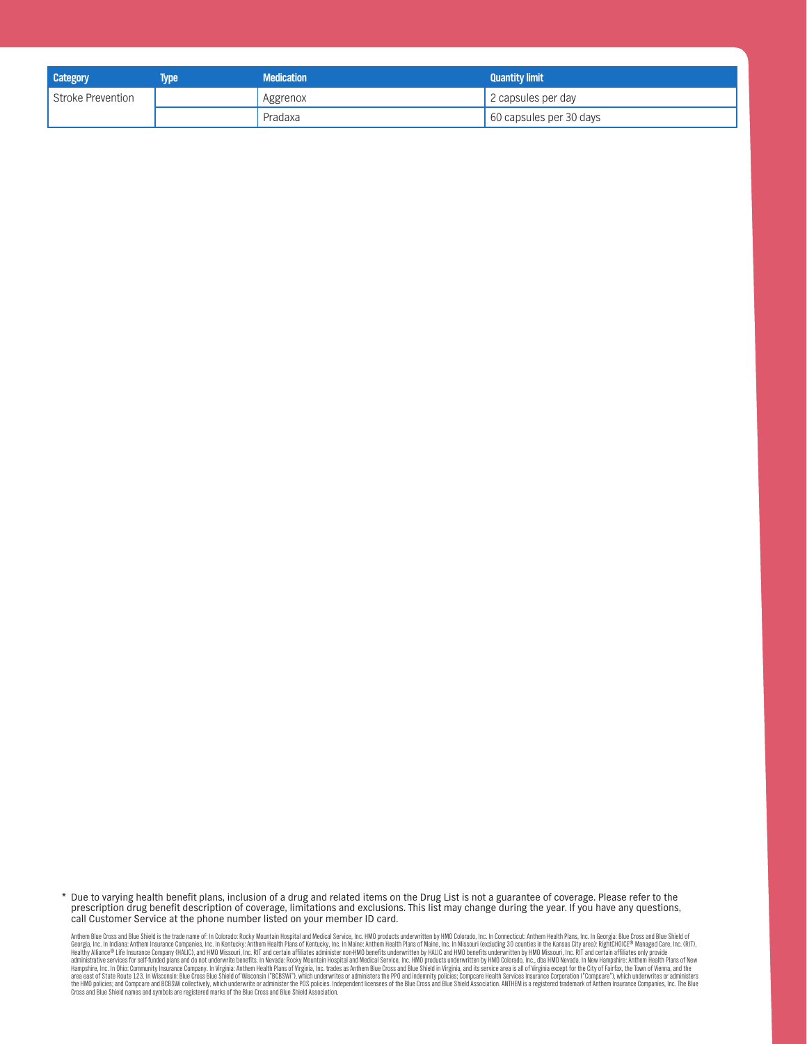| Category | Type | Medication | Quantity limit |
| --- | --- | --- | --- |
| Stroke Prevention | | Aggrenox | 2 capsules per day |
| | | Pradaxa | 60 capsules per 30 days |

\* Due to varying health benefit plans, inclusion of a drug and related items on the Drug List is not a guarantee of coverage. Please refer to the prescription drug benefit description of coverage, limitations and exclusions. This list may change during the year. If you have any questions, call Customer Service at the phone number listed on your member ID card.

Anthem Blue Cross and Blue Shield is the trade name of: In Colorado: Rocky Mountain Hospital and Medical Service, Inc. HMO products underwritten by HMO Colorado, Inc. In Connecticut: Anthem Health Plans, Inc. In Georgia: Blue Cross and Blue Shield of Georgia, Inc. In Indiana: Anthem Insurance Companies, Inc. In Kentucky: Anthem Health Plans of Kentucky, Inc. In Maine: Anthem Health Plans of Maine, Inc. In Missouri (excluding 30 counties in the Kansas City area): RightCHOICE® Managed Care, Inc. (RIT), Healthy Alliance® Life Insurance Company (HALIC), and HMO Missouri, Inc. RIT and certain affiliates administer non-HMO benefits underwritten by HALIC and HMO benefits underwritten by HMO Missouri, Inc. RIT and certain affiliates only provide administrative services for self-funded plans and do not underwrite benefits. In Nevada: Rocky Mountain Hospital and Medical Service, Inc. HMO products underwritten by HMO Colorado, Inc., dba HMO Nevada. In New Hampshire: Anthem Health Plans of New Hampshire, Inc. In Ohio: Community Insurance Company. In Virginia: Anthem Health Plans of Virginia, Inc. trades as Anthem Blue Cross and Blue Shield in Virginia, and its service area is all of Virginia except for the City of Fairfax, the Town of Vienna, and the area east of State Route 123. In Wisconsin: Blue Cross Blue Shield of Wisconsin ("BCBSWi"), which underwrites or administers the PPO and indemnity policies; Compcare Health Services Insurance Corporation ("Compcare"), which underwrites or administers the HMO policies; and Compcare and BCBSWi collectively, which underwrite or administer the POS policies. Independent licensees of the Blue Cross and Blue Shield Association. ANTHEM is a registered trademark of Anthem Insurance Companies, Inc. The Blue Cross and Blue Shield names and symbols are registered marks of the Blue Cross and Blue Shield Association.